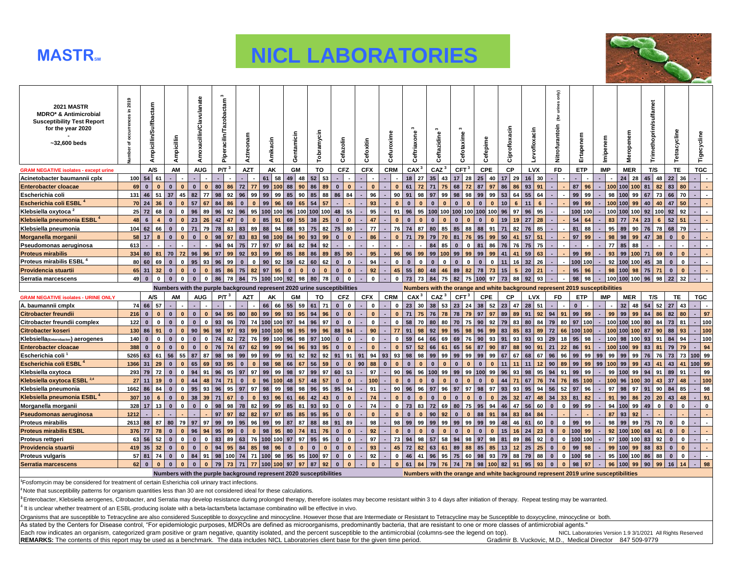# MASTR[SM]

# NICL LABORATORIES

**2021 MASTR MDRO* & Antimicrobial Susceptibility Test Report for the year 2020 - ~32,600 beds**

| GRAM NEGATIVE isolates - except urine | Number of occurrences in 2019 | Ampicillin/Sulfbactam A/S | | Ampicillin AM | | Amoxacillin/Clavulanate AUG | | Piperacilin/Tazobactam[3] P/T[3] | | Aztreonam AZT | | Amikacin AK | | Gentamicin GM | | Tobramycin TO | | Cefazolin CFZ | | Cefoxitin CFX | | Cefuroxime CRM | | Ceftriaxone[3] CAX[3] | | Ceftazidime[3] CAZ[3] | | Cefotaxime[3] CFT[3] | | Cefepime CPE | | Ciprofloxacin CP | | Levofloxacin LVX | | Nitrofurantoin (for urines only) FD | | Ertapenem ETP | | Imipenem IMP | | Meropenem MER | | Trimethoprim/sulfamet T/S | | Tetracycline TE | | Tigecycline TGC | |
|---|---|---|---|---|---|---|---|---|---|---|---|---|---|---|---|---|---|---|---|---|---|---|---|---|---|---|---|---|---|---|---|---|---|---|---|---|---|---|---|---|---|---|---|---|---|---|---|---|---|---|---|---|---|
| Acinetobacter baumannii cplx | 100 | 54 | 61 | - | - | - | - | - | - | - | - | 61 | 58 | 49 | 48 | 52 | 53 | - | - | - | - | - | - | 18 | 27 | 35 | 43 | 17 | 28 | 25 | 40 | 17 | 29 | 16 | 30 | - | - | - | - | - | - | 24 | 28 | 45 | 48 | 22 | 36 | - | - |
| Enterobacter cloacae | 69 | 0 | 0 | 0 | 0 | 0 | 0 | 80 | 86 | 72 | 77 | 99 | 100 | 88 | 90 | 86 | 89 | 0 | 0 | - | 0 | - | 0 | 61 | 72 | 71 | 75 | 68 | 72 | 87 | 97 | 86 | 86 | 93 | 91 | - | - | 87 | 96 | - | 100 | 100 | 100 | 81 | 82 | 83 | 80 | - | - |
| Escherichia coli | 131 | 46 | 51 | 37 | 45 | 82 | 77 | 98 | 92 | 96 | 99 | 99 | 99 | 85 | 90 | 85 | 88 | 86 | 84 | - | 96 | - | 90 | 91 | 98 | 97 | 99 | 98 | 98 | 99 | 99 | 53 | 64 | 55 | 64 | - | - | 99 | 99 | - | 98 | 100 | 99 | 67 | 73 | 66 | 70 | - | - |
| Escherichia coli ESBL[4] | 70 | 24 | 36 | 0 | 0 | 57 | 67 | 84 | 86 | 0 | 0 | 99 | 96 | 69 | 65 | 54 | 57 | - | - | - | 93 | - | 0 | 0 | 0 | 0 | 0 | 0 | 0 | 0 | 0 | 10 | 6 | 11 | 6 | - | - | 99 | 99 | - | 100 | 100 | 99 | 40 | 40 | 47 | 50 | - | - |
| Klebsiella oxytoca[2] | 25 | 72 | 68 | 0 | 0 | 96 | 89 | 96 | 92 | 96 | 95 | 100 | 100 | 96 | 100 | 100 | 100 | 48 | 55 | - | 95 | - | 91 | 96 | 95 | 100 | 100 | 100 | 100 | 100 | 100 | 96 | 97 | 96 | 95 | - | - | 100 | 100 | - | 100 | 100 | 100 | 92 | 100 | 92 | 92 | - | - |
| Klebsiella pneumonia ESBL[4] | 48 | 6 | 4 | 0 | 0 | 23 | 26 | 42 | 47 | 0 | 0 | 85 | 91 | 69 | 55 | 38 | 25 | 0 | 0 | - | 47 | - | 0 | 0 | 0 | 0 | 0 | 0 | 0 | 0 | 0 | 19 | 19 | 27 | 28 | - | - | 54 | 64 | - | 83 | 77 | 74 | 23 | 6 | 52 | 51 | - | - |
| Klebsiella pneumonia | 104 | 62 | 66 | 0 | 0 | 71 | 79 | 78 | 83 | 83 | 89 | 88 | 94 | 88 | 93 | 75 | 82 | 75 | 80 | - | 77 | - | 76 | 74 | 87 | 80 | 85 | 85 | 88 | 88 | 91 | 71 | 82 | 76 | 85 | - | - | 81 | 88 | - | 95 | 89 | 90 | 76 | 78 | 68 | 79 | - | - |
| Morganella morganii | 58 | 17 | 8 | 0 | 0 | 0 | 0 | 98 | 97 | 83 | 83 | 98 | 100 | 84 | 90 | 93 | 99 | 0 | 0 | - | 86 | - | 0 | 71 | 79 | 79 | 70 | 81 | 76 | 95 | 99 | 50 | 41 | 57 | 51 | - | - | 97 | 99 | - | 98 | 98 | 99 | 47 | 38 | 0 | 0 | - | - |
| Pseudomonas aeruginosa | 613 | - | - | - | - | - | - | 94 | 94 | 75 | 77 | 97 | 97 | 84 | 82 | 94 | 92 | - | - | - | - | - | - | - | - | 84 | 85 | 0 | 0 | 81 | 86 | 76 | 76 | 75 | 75 | - | - | - | - | - | 77 | 85 | 88 | - | - | - | - | - | - |
| Proteus mirabilis | 334 | 80 | 81 | 70 | 72 | 96 | 96 | 97 | 99 | 92 | 93 | 99 | 99 | 85 | 88 | 86 | 89 | 85 | 90 | - | 95 | - | 96 | 96 | 99 | 99 | 100 | 99 | 99 | 99 | 99 | 41 | 41 | 59 | 63 | - | - | 99 | 99 | - | 93 | 99 | 100 | 71 | 69 | 0 | 0 | - | - |
| Proteus mirabilis ESBL[4] | 80 | 60 | 69 | 0 | 0 | 95 | 93 | 96 | 99 | 0 | 0 | 90 | 92 | 59 | 62 | 60 | 62 | 0 | 0 | - | 94 | - | 0 | 0 | 0 | 0 | 0 | 0 | 0 | 0 | 0 | 11 | 16 | 32 | 26 | - | - | 100 | 100 | - | 92 | 100 | 100 | 45 | 38 | 0 | 0 | - | - |
| Providencia stuartii | 65 | 31 | 32 | 0 | 0 | 0 | 0 | 85 | 86 | 75 | 82 | 97 | 95 | 0 | 0 | 0 | 0 | 0 | 0 | - | 92 | - | 45 | 55 | 80 | 48 | 46 | 89 | 82 | 78 | 73 | 15 | 5 | 20 | 21 | - | - | 95 | 96 | - | 98 | 100 | 98 | 75 | 71 | 0 | 0 | - | - |
| Serratia marcescens | 49 | 0 | 0 | 0 | 0 | 0 | 0 | 86 | 78 | 84 | 75 | 100 | 100 | 92 | 98 | 80 | 78 | 0 | 0 | - | 0 | - | 0 | 73 | 73 | 84 | 75 | 82 | 75 | 100 | 97 | 73 | 88 | 92 | 93 | - | - | 98 | 98 | - | 100 | 100 | 100 | 96 | 98 | 22 | 32 | - | - |

Numbers with the purple background represent 2020 urine susceptibilities — Numbers with the orange and white background represent 2019 susceptibilities

| GRAM NEGATIVE isolates - URINE ONLY | Number of occurrences in 2019 | A/S | | AM | | AUG | | P/T[3] | | AZT | | AK | | GM | | TO | | CFZ | | CFX | | CRM | | CAX[3] | | CAZ[3] | | CFT[3] | | CPE | | CP | | LVX | | FD | | ETP | | IMP | | MER | | T/S | | TE | | TGC | |
|---|---|---|---|---|---|---|---|---|---|---|---|---|---|---|---|---|---|---|---|---|---|---|---|---|---|---|---|---|---|---|---|---|---|---|---|---|---|---|---|---|---|---|---|---|---|---|---|---|---|
| A. baumannii cmplx | 74 | 66 | 57 | - | - | - | - | - | - | - | - | 66 | 66 | 55 | 59 | 61 | 71 | 0 | 0 | - | 0 | - | 0 | 23 | 30 | 38 | 53 | 23 | 24 | 38 | 52 | 23 | 47 | 28 | 51 | - | - | 0 | - | - | - | 32 | 48 | 54 | 52 | 27 | 43 | - | - |
| Citrobacter freundii | 216 | 0 | 0 | 0 | 0 | 0 | 0 | 94 | 95 | 80 | 80 | 99 | 99 | 93 | 95 | 94 | 96 | 0 | 0 | - | 0 | - | 0 | 71 | 75 | 76 | 78 | 78 | 79 | 97 | 97 | 89 | 89 | 91 | 92 | 94 | 91 | 99 | 99 | - | 99 | 99 | 99 | 84 | 86 | 82 | 80 | - | 97 |
| Citrobacter freundii complex | 122 | 0 | 0 | 0 | 0 | 0 | 0 | 93 | 96 | 70 | 74 | 100 | 100 | 97 | 94 | 96 | 97 | 0 | 0 | - | 0 | - | 0 | 58 | 70 | 80 | 80 | 70 | 75 | 90 | 92 | 79 | 83 | 80 | 84 | 79 | 80 | 97 | 100 | - | 100 | 100 | 100 | 80 | 84 | 73 | 81 | - | 100 |
| Citrobacter koseri | 130 | 86 | 91 | 0 | 0 | 90 | 96 | 98 | 97 | 93 | 99 | 100 | 100 | 98 | 95 | 99 | 96 | 88 | 94 | - | 90 | - | 77 | 91 | 98 | 92 | 99 | 95 | 98 | 96 | 99 | 83 | 85 | 83 | 89 | 72 | 66 | 100 | 100 | - | 100 | 100 | 100 | 87 | 90 | 88 | 93 | - | 100 |
| Klebsiella(Enterobacter) aerogenes | 140 | 0 | 0 | 0 | 0 | 0 | 0 | 74 | 82 | 72 | 76 | 99 | 100 | 96 | 98 | 97 | 100 | 0 | 0 | - | 0 | - | 0 | 59 | 64 | 66 | 69 | 69 | 76 | 90 | 93 | 91 | 93 | 93 | 93 | 29 | 18 | 95 | 98 | - | 100 | 98 | 100 | 93 | 91 | 84 | 94 | - | 100 |
| Enterobacter cloacae | 388 | 0 | 0 | 0 | 0 | 0 | 0 | 76 | 74 | 67 | 62 | 99 | 99 | 94 | 96 | 93 | 95 | 0 | 0 | - | 0 | - | 0 | 57 | 52 | 66 | 61 | 65 | 56 | 87 | 90 | 87 | 88 | 90 | 91 | 21 | 22 | 86 | 91 | - | 100 | 100 | 99 | 83 | 81 | 79 | 79 | - | 94 |
| Escherichia coli[1] | 5265 | 63 | 61 | 56 | 55 | 87 | 87 | 98 | 98 | 99 | 99 | 99 | 99 | 91 | 92 | 92 | 92 | 91 | 91 | 91 | 94 | 93 | 93 | 98 | 98 | 99 | 99 | 99 | 99 | 99 | 99 | 67 | 67 | 68 | 67 | 96 | 96 | 99 | 99 | 99 | 99 | 99 | 99 | 76 | 76 | 73 | 73 | 100 | 99 |
| Escherichia coli ESBL[4] | 1366 | 31 | 29 | 0 | 0 | 65 | 69 | 93 | 95 | 0 | 0 | 98 | 98 | 66 | 67 | 56 | 59 | 0 | 0 | 90 | 88 | 0 | 0 | 0 | 0 | 0 | 0 | 0 | 0 | 0 | 0 | 11 | 11 | 11 | 12 | 90 | 89 | 99 | 99 | 99 | 100 | 99 | 99 | 43 | 41 | 43 | 41 | 100 | 99 |
| Klebsiella oxytoca | 293 | 79 | 72 | 0 | 0 | 94 | 91 | 96 | 95 | 97 | 97 | 99 | 99 | 98 | 97 | 99 | 97 | 60 | 53 | - | 97 | - | 90 | 96 | 96 | 100 | 99 | 99 | 99 | 100 | 99 | 96 | 93 | 98 | 95 | 94 | 91 | 99 | 99 | - | 99 | 100 | 99 | 94 | 91 | 89 | 91 | - | 99 |
| Klebsiella oxytoca ESBL[2,4] | 27 | 11 | 19 | 0 | 0 | 44 | 48 | 74 | 71 | 0 | 0 | 96 | 100 | 48 | 57 | 48 | 57 | 0 | 0 | - | 100 | - | 0 | 0 | 0 | 0 | 0 | 0 | 0 | 0 | 0 | 44 | 71 | 67 | 76 | 74 | 76 | 85 | 100 | - | 100 | 96 | 100 | 30 | 43 | 37 | 48 | - | 100 |
| Klebsiella pneumonia | 1662 | 86 | 84 | 0 | 0 | 95 | 93 | 96 | 95 | 97 | 97 | 98 | 99 | 98 | 98 | 96 | 95 | 95 | 94 | - | 91 | - | 90 | 96 | 96 | 97 | 96 | 97 | 97 | 98 | 97 | 93 | 93 | 95 | 94 | 56 | 52 | 97 | 96 | - | 97 | 98 | 97 | 91 | 90 | 84 | 85 | - | 98 |
| Klebsiella pneumonia ESBL[4] | 307 | 10 | 6 | 0 | 0 | 38 | 39 | 71 | 67 | 0 | 0 | 93 | 96 | 61 | 66 | 42 | 43 | 0 | 0 | - | 74 | - | 0 | 0 | 0 | 0 | 0 | 0 | 0 | 0 | 0 | 26 | 32 | 47 | 48 | 34 | 33 | 81 | 82 | - | 91 | 90 | 86 | 20 | 20 | 43 | 48 | - | 91 |
| Morganella morganii | 328 | 17 | 13 | 0 | 0 | 0 | 0 | 98 | 98 | 78 | 82 | 99 | 99 | 85 | 81 | 93 | 93 | 0 | 0 | - | 74 | - | 0 | 73 | 83 | 72 | 69 | 80 | 75 | 95 | 94 | 46 | 47 | 56 | 60 | 0 | 0 | 99 | 99 | - | 94 | 100 | 99 | 49 | 0 | 0 | 0 | - | 0 |
| Pseudomonas aeruginosa | 1212 | - | - | - | - | - | - | 97 | 97 | 82 | 82 | 97 | 97 | 85 | 85 | 95 | 95 | 0 | 0 | - | 0 | - | 0 | 0 | 0 | 90 | 92 | 0 | 0 | 88 | 91 | 84 | 83 | 84 | 84 | - | - | - | - | - | 87 | 93 | 92 | - | - | - | - | - | - |
| Proteus mirabilis | 2613 | 88 | 87 | 80 | 79 | 97 | 97 | 99 | 99 | 95 | 96 | 99 | 99 | 87 | 87 | 88 | 88 | 91 | 89 | - | 98 | - | 98 | 99 | 99 | 99 | 99 | 99 | 99 | 99 | 99 | 48 | 46 | 61 | 60 | 0 | 0 | 99 | 99 | - | 98 | 99 | 99 | 75 | 70 | 0 | 0 | - | - |
| Proteus mirabilis ESBL | 376 | 77 | 78 | 0 | 0 | 96 | 94 | 95 | 99 | 0 | 0 | 98 | 95 | 80 | 74 | 81 | 76 | 0 | 0 | - | 92 | - | 0 | 0 | 0 | 0 | 0 | 0 | 0 | 0 | 0 | 15 | 16 | 24 | 23 | 0 | 0 | 100 | 99 | - | 92 | 100 | 100 | 68 | 41 | 0 | 0 | - | - |
| Proteus rettgeri | 63 | 56 | 52 | 0 | 0 | 0 | 0 | 83 | 89 | 63 | 76 | 100 | 100 | 97 | 97 | 95 | 95 | 0 | 0 | - | 97 | - | 73 | 94 | 98 | 57 | 58 | 94 | 98 | 97 | 98 | 81 | 89 | 86 | 92 | 0 | 0 | 100 | 100 | - | 97 | 100 | 100 | 83 | 92 | 0 | 0 | - | - |
| Providencia stuartii | 419 | 35 | 32 | 0 | 0 | 0 | 0 | 94 | 95 | 84 | 85 | 98 | 96 | 0 | 0 | 0 | 0 | 0 | 0 | - | 93 | - | 45 | 72 | 82 | 63 | 61 | 89 | 88 | 85 | 85 | 13 | 12 | 25 | 25 | 0 | 0 | 99 | 98 | - | 99 | 100 | 99 | 88 | 83 | 0 | 0 | - | - |
| Proteus vulgaris | 57 | 81 | 74 | 0 | 0 | 84 | 91 | 98 | 100 | 74 | 71 | 100 | 98 | 95 | 95 | 100 | 97 | 0 | 0 | - | 92 | - | 0 | 46 | 41 | 96 | 95 | 75 | 60 | 98 | 93 | 79 | 88 | 79 | 88 | 0 | 0 | 100 | 98 | - | 95 | 100 | 100 | 86 | 88 | 0 | 0 | - | - |
| Serratia marcescens | 62 | 0 | 0 | 0 | 0 | 0 | 0 | 79 | 73 | 71 | 77 | 100 | 100 | 97 | 97 | 87 | 92 | 0 | 0 | - | 0 | - | 0 | 61 | 84 | 79 | 76 | 74 | 78 | 98 | 100 | 82 | 91 | 95 | 93 | 0 | 0 | 98 | 97 | - | 96 | 100 | 99 | 90 | 99 | 16 | 14 | - | 98 |

Numbers with the purple background represent 2020 susceptibilities — Numbers with the orange and white background represent 2019 urine susceptibilities

[1]Fosfomycin may be considered for treatment of certain Escherichia coli urinary tract infections.

[2]Note that susceptibility patterns for organism quantities less than 30 are not considered ideal for these calculations.

[3]Enterobacter, Klebsiella aerogenes, Citrobacter, and Serratia may develop resistance during prolonged therapy, therefore isolates may become resistant within 3 to 4 days after initiation of therapy. Repeat testing may be warranted.

[4] It is unclear whether treatment of an ESBL-producing isolate with a beta-lactam/beta lactamase combinatino will be effective in vivo.

Organisms that are susceptible to Tetracycline are also considered Susceptible to doxycycline and minocycline. However those that are Intermediate or Resistant to Tetracycline may be Susceptible to doxycycline, minocycline or both.

As stated by the Centers for Disease control, "For epidemiologic purposes, MDROs are defined as microorganisms, predominantly bacteria, that are resistant to one or more classes of antimicrobial agents."

Each row indicates an organism, categorized gram positive or gram negative, quantity isolated, and the percent susceptible to the antimicrobial (columns-see the legend on top). NICL Laboratories Version 1.9 3/1/2021 All Rights Reserved

**REMARKS:** The contents of this report may be used as a benchmark. The data includes NICL Laboratories client base for the given time period. Gradimir B. Vuckovic, M.D., Medical Director 847 509-9779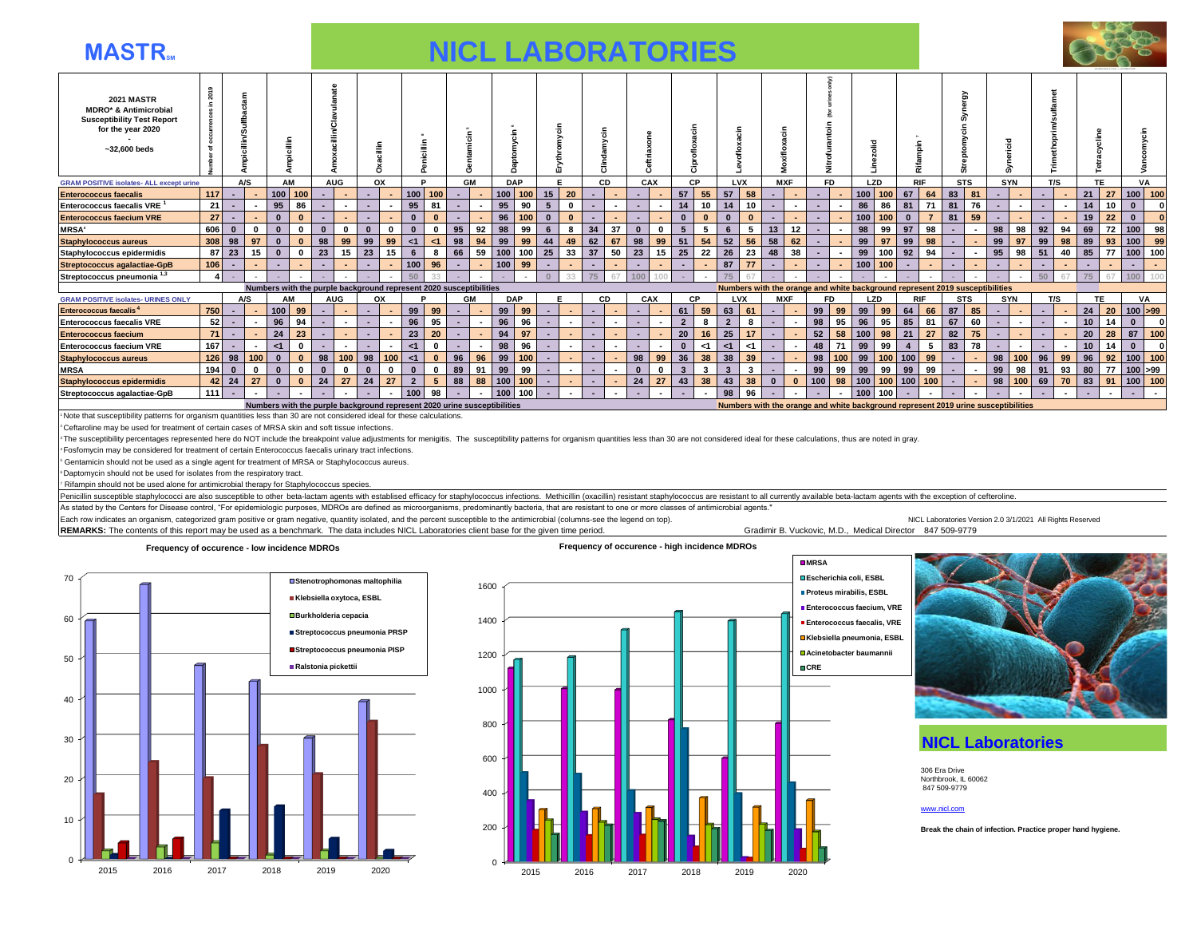# MASTR[SM]

# NICL LABORATORIES

| 2021 MASTR MDRO* & Antimicrobial Susceptibility Test Report for the year 2020 - ~32,600 beds | Number of occurrences in 2019 | Ampicillin/Sulfbactam | | Ampicillin | | Amoxacillin/Clavulanate | | Oxacillin | | Penicillin [8] | | Gentamicin [5] | | Daptomycin [6] | | Erythromycin | | Clindamycin | | Ceftriaxone | | Ciprofloxacin | | Levofloxacin | | Moxifloxacin | | Nitrofurantoin (for urines only) | | Linezolid | | Rifampin [7] | | Streptomycin Synergy | | Synercid | | Trimethoprim/sulfamet | | Tetracycline | | Vancomycin | |
|---|---|---|---|---|---|---|---|---|---|---|---|---|---|---|---|---|---|---|---|---|---|---|---|---|---|---|---|---|---|---|---|---|---|---|---|---|---|---|---|---|---|---|---|
| **GRAM POSITIVE isolates- ALL except urine** | | A/S | | AM | | AUG | | OX | | P | | GM | | DAP | | E | | CD | | CAX | | CP | | LVX | | MXF | | FD | | LZD | | RIF | | STS | | SYN | | T/S | | TE | | VA | |
| **Enterococcus faecalis** | 117 | - | - | 100 | 100 | - | - | - | - | 100 | 100 | - | - | 100 | 100 | 15 | 20 | - | - | - | - | 57 | 55 | 57 | 58 | - | - | - | - | 100 | 100 | 67 | 64 | 83 | 81 | - | - | - | - | 21 | 27 | 100 | 100 |
| **Enterococcus faecalis VRE [1]** | 21 | - | - | 95 | 86 | - | - | - | - | 95 | 81 | - | - | 95 | 90 | 5 | 0 | - | - | - | - | 14 | 10 | 14 | 10 | - | - | - | - | 86 | 86 | 81 | 71 | 81 | 76 | - | - | - | - | 14 | 10 | 0 | 0 |
| **Enterococcus faecium VRE** | 27 | - | - | 0 | 0 | - | - | - | - | 0 | 0 | - | - | 96 | 100 | 0 | 0 | - | - | - | - | 0 | 0 | 0 | 0 | - | - | - | - | 100 | 100 | 0 | 7 | 81 | 59 | - | - | - | - | 19 | 22 | 0 | 0 |
| **MRSA[2]** | 606 | 0 | 0 | 0 | 0 | 0 | 0 | 0 | 0 | 0 | 0 | 95 | 92 | 98 | 99 | 6 | 8 | 34 | 37 | 0 | 0 | 5 | 5 | 6 | 5 | 13 | 12 | - | - | 98 | 99 | 97 | 98 | - | - | 98 | 98 | 92 | 94 | 69 | 72 | 100 | 98 |
| **Staphylococcus aureus** | 308 | 98 | 97 | 0 | 0 | 98 | 99 | 99 | 99 | <1 | <1 | 98 | 94 | 99 | 99 | 44 | 49 | 62 | 67 | 98 | 99 | 51 | 54 | 52 | 56 | 58 | 62 | - | - | 99 | 97 | 99 | 98 | - | - | 99 | 97 | 99 | 98 | 89 | 93 | 100 | 99 |
| **Staphylococcus epidermidis** | 87 | 23 | 15 | 0 | 0 | 23 | 15 | 23 | 15 | 6 | 8 | 66 | 59 | 100 | 100 | 25 | 33 | 37 | 50 | 23 | 15 | 25 | 22 | 26 | 23 | 48 | 38 | - | - | 99 | 100 | 92 | 94 | - | - | 95 | 98 | 51 | 40 | 85 | 77 | 100 | 100 |
| **Streptococcus agalactiae-GpB** | 106 | - | - | - | - | - | - | - | - | 100 | 96 | - | - | 100 | 99 | - | - | - | - | - | - | - | - | 87 | 77 | - | - | - | - | 100 | 100 | - | - | - | - | - | - | - | - | - | - | - | - |
| **Streptococcus pneumonia [1,3]** | 4 | - | - | - | - | - | - | - | - | 50 | 33 | - | - | - | - | 0 | 33 | 75 | 67 | 100 | 100 | - | - | 75 | 67 | - | - | - | - | - | - | - | - | - | - | - | - | 50 | 67 | 75 | 67 | 100 | 100 |
| Numbers with the purple background represent 2020 susceptibilities | | | | | | | | | | | | | | | | | | | | | | | | | | | | Numbers with the orange and white background represent 2019 susceptibilities | | | | | | | | | | | | | | | |
| **GRAM POSITIVE isolates- URINES ONLY** | | A/S | | AM | | AUG | | OX | | P | | GM | | DAP | | E | | CD | | CAX | | CP | | LVX | | MXF | | FD | | LZD | | RIF | | STS | | SYN | | T/S | | TE | | VA | |
| **Enterococcus faecalis [4]** | 750 | - | - | 100 | 99 | - | - | - | - | 99 | 99 | - | - | 99 | 99 | - | - | - | - | - | - | 61 | 59 | 63 | 61 | - | - | 99 | 99 | 99 | 99 | 64 | 66 | 87 | 85 | - | - | - | - | 24 | 20 | 100 | >99 |
| **Enterococcus faecalis VRE** | 52 | - | - | 96 | 94 | - | - | - | - | 96 | 95 | - | - | 96 | 96 | - | - | - | - | - | - | 2 | 8 | 2 | 8 | - | - | 98 | 95 | 96 | 95 | 85 | 81 | 67 | 60 | - | - | - | - | 10 | 14 | 0 | 0 |
| **Enterococcus faecium** | 71 | - | - | 24 | 23 | - | - | - | - | 23 | 20 | - | - | 94 | 97 | - | - | - | - | - | - | 20 | 16 | 25 | 17 | - | - | 52 | 58 | 100 | 98 | 21 | 27 | 82 | 75 | - | - | - | - | 20 | 28 | 87 | 100 |
| **Enterococcus faecium VRE** | 167 | - | - | <1 | 0 | - | - | - | - | <1 | 0 | - | - | 98 | 96 | - | - | - | - | - | - | 0 | <1 | <1 | <1 | - | - | 48 | 71 | 99 | 99 | 4 | 5 | 83 | 78 | - | - | - | - | 10 | 14 | 0 | 0 |
| **Staphylococcus aureus** | 126 | 98 | 100 | 0 | 0 | 98 | 100 | 98 | 100 | <1 | 0 | 96 | 96 | 99 | 100 | - | - | - | - | 98 | 99 | 36 | 38 | 38 | 39 | - | - | 98 | 100 | 99 | 100 | 100 | 99 | - | - | 98 | 100 | 96 | 99 | 96 | 92 | 100 | 100 |
| **MRSA** | 194 | 0 | 0 | 0 | 0 | 0 | 0 | 0 | 0 | 0 | 0 | 89 | 91 | 99 | 99 | - | - | - | - | 0 | 0 | 3 | 3 | 3 | 3 | - | - | 99 | 99 | 99 | 99 | 99 | 99 | - | - | 99 | 99 | 91 | 93 | 80 | 77 | 100 | >99 |
| **Staphylococcus epidermidis** | 42 | 24 | 27 | 0 | 0 | 24 | 27 | 24 | 27 | 2 | 5 | 88 | 88 | 100 | 100 | - | - | - | - | 24 | 27 | 43 | 38 | 43 | 38 | 0 | 0 | 100 | 98 | 100 | 100 | 100 | 100 | - | - | 98 | 100 | 69 | 70 | 83 | 91 | 100 | 100 |
| **Streptococcus agalactiae-GpB** | 111 | - | - | - | - | - | - | - | - | 100 | 98 | - | - | 100 | 100 | - | - | - | - | - | - | - | - | 98 | 96 | - | - | - | - | 100 | 100 | - | - | - | - | - | - | - | - | - | - | - | - |
| Numbers with the purple background represent 2020 urine susceptibilities | | | | | | | | | | | | | | | | | | | | | | | | | | | | Numbers with the orange and white background represent 2019 urine susceptibilities | | | | | | | | | | | | | | | |

[1] Note that susceptibility patterns for organism quantities less than 30 are not considered ideal for these calculations.

[2] Ceftaroline may be used for treatment of certain cases of MRSA skin and soft tissue infections.

[3] The susceptibility percentages represented here do NOT include the breakpoint value adjustments for menigitis. The susceptibility patterns for organism quantities less than 30 are not considered ideal for these calculations, thus are noted in gray.

[4] Fosfomycin may be considered for treatment of certain Enterococcus faecalis urinary tract infections.

[5] Gentamicin should not be used as a single agent for treatment of MRSA or Staphylococcus aureus.

[6] Daptomycin should not be used for isolates from the respiratory tract.

[7] Rifampin should not be used alone for antimicrobial therapy for Staphylococcus species.

Penicillin susceptible staphylococci are also susceptible to other beta-lactam agents with establised efficacy for staphylococcus infections. Methicillin (oxacillin) resistant staphylococcus are resistant to all currently available beta-lactam agents with the exception of cefteroline.

As stated by the Centers for Disease control, "For epidemiologic purposes, MDROs are defined as microorganisms, predominantly bacteria, that are resistant to one or more classes of antimicrobial agents."

Each row indicates an organism, categorized gram positive or gram negative, quantity isolated, and the percent susceptible to the antimicrobial (columns-see the legend on top).

NICL Laboratories Version 2.0 3/1/2021 All Rights Reserved

**REMARKS:** The contents of this report may be used as a benchmark. The data includes NICL Laboratories client base for the given time period.

Gradimir B. Vuckovic, M.D., Medical Director 847 509-9779

**Frequency of occurence - low incidence MDROs**

Stenotrophomonas maltophilia
Klebsiella oxytoca, ESBL
Burkholderia cepacia
Streptococcus pneumonia PRSP
Streptococcus pneumonia PISP
Ralstonia pickettii

0 10 20 30 40 50 60 70

2015 2016 2017 2018 2019 2020

**Frequency of occurence - high incidence MDROs**

MRSA
Escherichia coli, ESBL
Proteus mirabilis, ESBL
Enterococcus faecium, VRE
Enterococcus faecalis, VRE
Klebsiella pneumonia, ESBL
Acinetobacter baumannii
CRE

0 200 400 600 800 1000 1200 1400 1600

2015 2016 2017 2018 2019 2020

## NICL Laboratories

306 Era Drive
Northbrook, IL 60062
847 509-9779

www.nicl.com

**Break the chain of infection. Practice proper hand hygiene.**